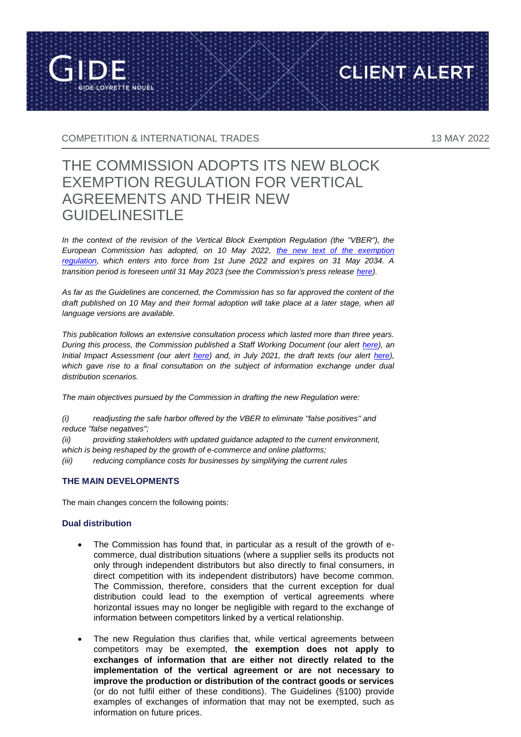COMPETITION & INTERNATIONAL TRADES

13 MAY 2022

# THE COMMISSION ADOPTS ITS NEW BLOCK EXEMPTION REGULATION FOR VERTICAL AGREEMENTS AND THEIR NEW GUIDELINESITLE

*In the context of the revision of the Vertical Block Exemption Regulation (the "VBER"), the European Commission has adopted, on 10 May 2022, [the new text of the exemption regulation](), which enters into force from 1st June 2022 and expires on 31 May 2034. A transition period is foreseen until 31 May 2023 (see the Commission's press release [here]()).*

*As far as the Guidelines are concerned, the Commission has so far approved the content of the draft published on 10 May and their formal adoption will take place at a later stage, when all language versions are available.*

*This publication follows an extensive consultation process which lasted more than three years. During this process, the Commission published a Staff Working Document (our alert [here]()), an Initial Impact Assessment (our alert [here]()) and, in July 2021, the draft texts (our alert [here]()), which gave rise to a final consultation on the subject of information exchange under dual distribution scenarios.*

*The main objectives pursued by the Commission in drafting the new Regulation were:*

*(i) readjusting the safe harbor offered by the VBER to eliminate "false positives" and reduce "false negatives";*

*(ii) providing stakeholders with updated guidance adapted to the current environment, which is being reshaped by the growth of e-commerce and online platforms;*

*(iii) reducing compliance costs for businesses by simplifying the current rules*

## THE MAIN DEVELOPMENTS

The main changes concern the following points:

### Dual distribution

- The Commission has found that, in particular as a result of the growth of e-commerce, dual distribution situations (where a supplier sells its products not only through independent distributors but also directly to final consumers, in direct competition with its independent distributors) have become common. The Commission, therefore, considers that the current exception for dual distribution could lead to the exemption of vertical agreements where horizontal issues may no longer be negligible with regard to the exchange of information between competitors linked by a vertical relationship.

- The new Regulation thus clarifies that, while vertical agreements between competitors may be exempted, **the exemption does not apply to exchanges of information that are either not directly related to the implementation of the vertical agreement or are not necessary to improve the production or distribution of the contract goods or services** (or do not fulfil either of these conditions). The Guidelines (§100) provide examples of exchanges of information that may not be exempted, such as information on future prices.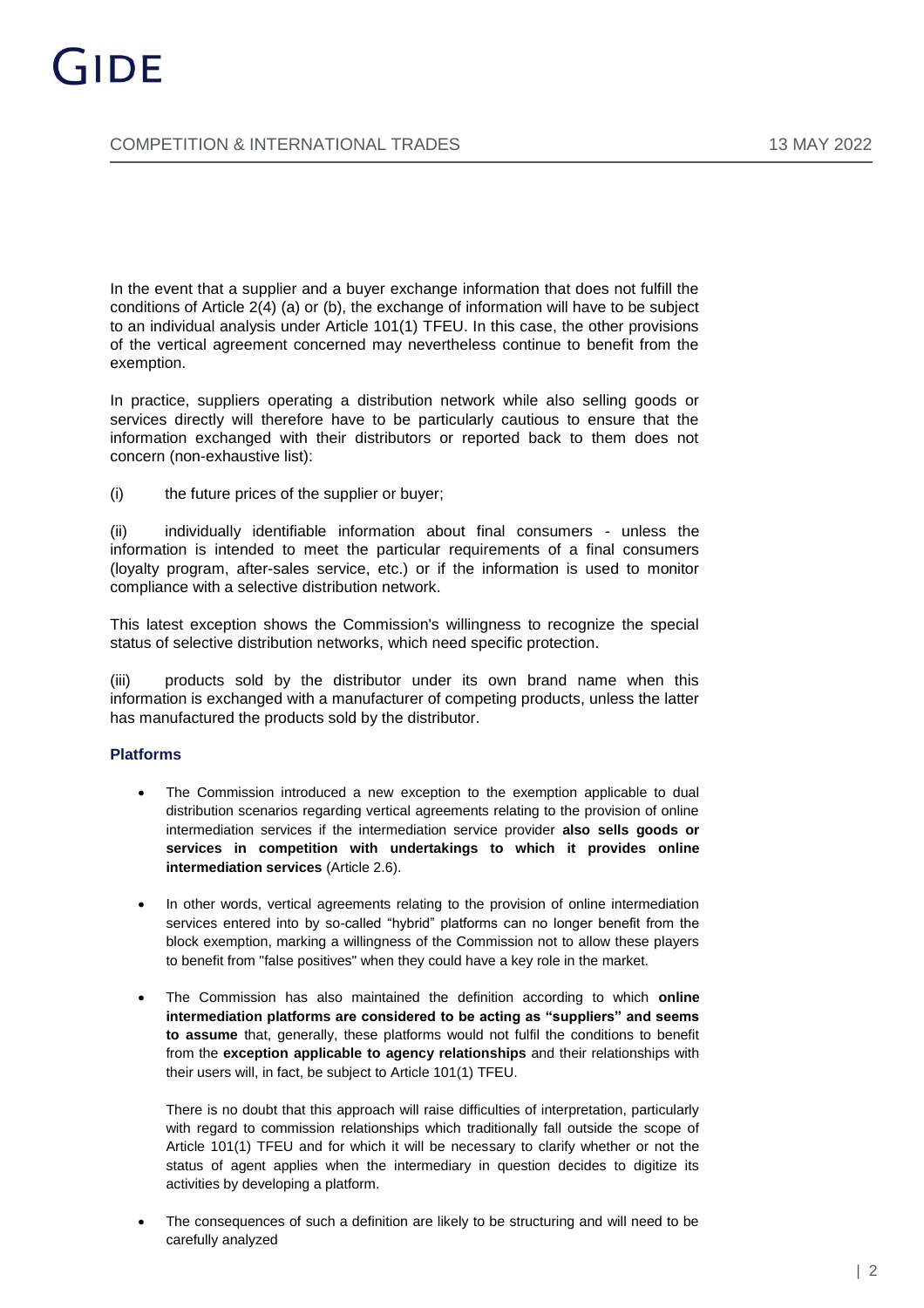In the event that a supplier and a buyer exchange information that does not fulfill the conditions of Article 2(4) (a) or (b), the exchange of information will have to be subject to an individual analysis under Article 101(1) TFEU. In this case, the other provisions of the vertical agreement concerned may nevertheless continue to benefit from the exemption.

In practice, suppliers operating a distribution network while also selling goods or services directly will therefore have to be particularly cautious to ensure that the information exchanged with their distributors or reported back to them does not concern (non-exhaustive list):

(i) the future prices of the supplier or buyer;

(ii) individually identifiable information about final consumers - unless the information is intended to meet the particular requirements of a final consumers (loyalty program, after-sales service, etc.) or if the information is used to monitor compliance with a selective distribution network.

This latest exception shows the Commission's willingness to recognize the special status of selective distribution networks, which need specific protection.

(iii) products sold by the distributor under its own brand name when this information is exchanged with a manufacturer of competing products, unless the latter has manufactured the products sold by the distributor.

### Platforms

- The Commission introduced a new exception to the exemption applicable to dual distribution scenarios regarding vertical agreements relating to the provision of online intermediation services if the intermediation service provider **also sells goods or services in competition with undertakings to which it provides online intermediation services** (Article 2.6).

- In other words, vertical agreements relating to the provision of online intermediation services entered into by so-called "hybrid" platforms can no longer benefit from the block exemption, marking a willingness of the Commission not to allow these players to benefit from "false positives" when they could have a key role in the market.

- The Commission has also maintained the definition according to which **online intermediation platforms are considered to be acting as "suppliers" and seems to assume** that, generally, these platforms would not fulfil the conditions to benefit from the **exception applicable to agency relationships** and their relationships with their users will, in fact, be subject to Article 101(1) TFEU.

  There is no doubt that this approach will raise difficulties of interpretation, particularly with regard to commission relationships which traditionally fall outside the scope of Article 101(1) TFEU and for which it will be necessary to clarify whether or not the status of agent applies when the intermediary in question decides to digitize its activities by developing a platform.

- The consequences of such a definition are likely to be structuring and will need to be carefully analyzed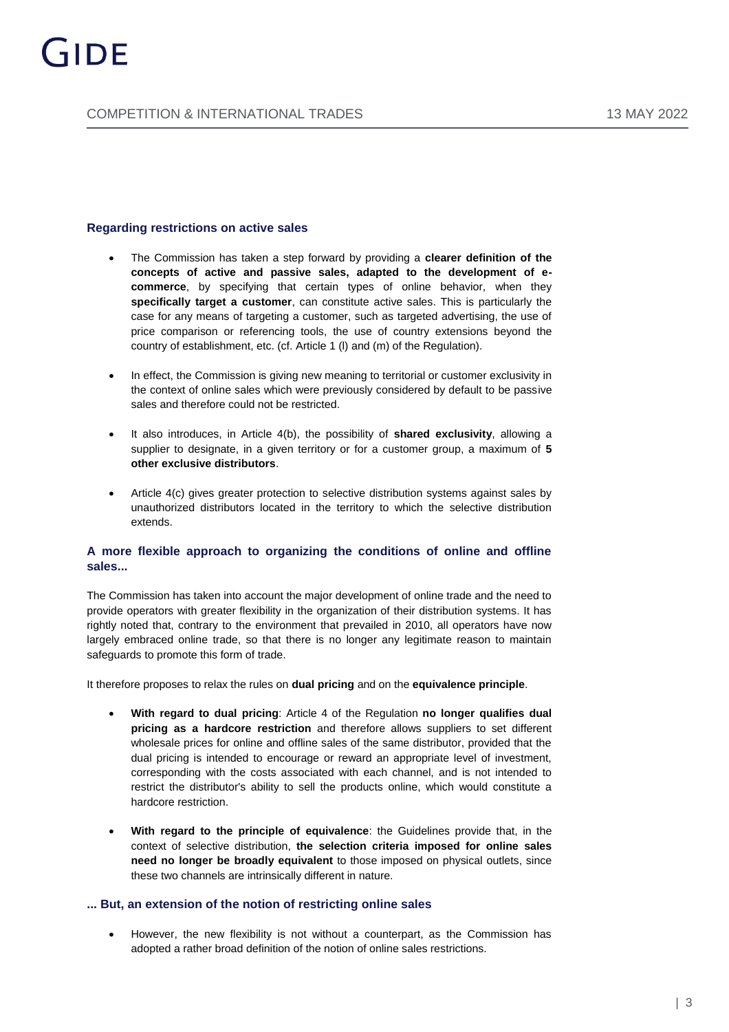### Regarding restrictions on active sales

- The Commission has taken a step forward by providing a **clearer definition of the concepts of active and passive sales, adapted to the development of e-commerce**, by specifying that certain types of online behavior, when they **specifically target a customer**, can constitute active sales. This is particularly the case for any means of targeting a customer, such as targeted advertising, the use of price comparison or referencing tools, the use of country extensions beyond the country of establishment, etc. (cf. Article 1 (l) and (m) of the Regulation).

- In effect, the Commission is giving new meaning to territorial or customer exclusivity in the context of online sales which were previously considered by default to be passive sales and therefore could not be restricted.

- It also introduces, in Article 4(b), the possibility of **shared exclusivity**, allowing a supplier to designate, in a given territory or for a customer group, a maximum of **5 other exclusive distributors**.

- Article 4(c) gives greater protection to selective distribution systems against sales by unauthorized distributors located in the territory to which the selective distribution extends.

### A more flexible approach to organizing the conditions of online and offline sales...

The Commission has taken into account the major development of online trade and the need to provide operators with greater flexibility in the organization of their distribution systems. It has rightly noted that, contrary to the environment that prevailed in 2010, all operators have now largely embraced online trade, so that there is no longer any legitimate reason to maintain safeguards to promote this form of trade.

It therefore proposes to relax the rules on **dual pricing** and on the **equivalence principle**.

- **With regard to dual pricing**: Article 4 of the Regulation **no longer qualifies dual pricing as a hardcore restriction** and therefore allows suppliers to set different wholesale prices for online and offline sales of the same distributor, provided that the dual pricing is intended to encourage or reward an appropriate level of investment, corresponding with the costs associated with each channel, and is not intended to restrict the distributor's ability to sell the products online, which would constitute a hardcore restriction.

- **With regard to the principle of equivalence**: the Guidelines provide that, in the context of selective distribution, **the selection criteria imposed for online sales need no longer be broadly equivalent** to those imposed on physical outlets, since these two channels are intrinsically different in nature.

### ... But, an extension of the notion of restricting online sales

- However, the new flexibility is not without a counterpart, as the Commission has adopted a rather broad definition of the notion of online sales restrictions.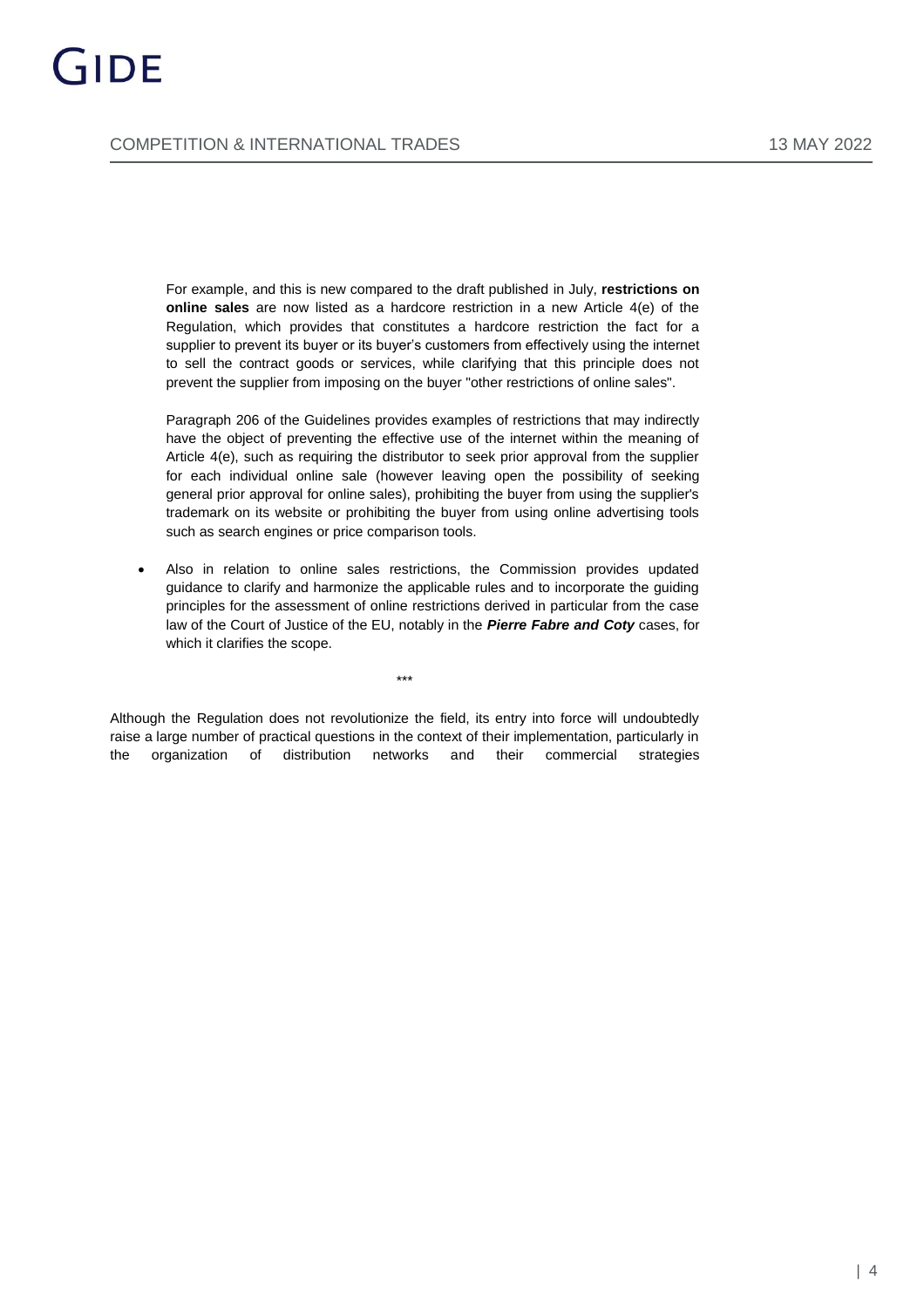For example, and this is new compared to the draft published in July, **restrictions on online sales** are now listed as a hardcore restriction in a new Article 4(e) of the Regulation, which provides that constitutes a hardcore restriction the fact for a supplier to prevent its buyer or its buyer's customers from effectively using the internet to sell the contract goods or services, while clarifying that this principle does not prevent the supplier from imposing on the buyer "other restrictions of online sales".

Paragraph 206 of the Guidelines provides examples of restrictions that may indirectly have the object of preventing the effective use of the internet within the meaning of Article 4(e), such as requiring the distributor to seek prior approval from the supplier for each individual online sale (however leaving open the possibility of seeking general prior approval for online sales), prohibiting the buyer from using the supplier's trademark on its website or prohibiting the buyer from using online advertising tools such as search engines or price comparison tools.

- Also in relation to online sales restrictions, the Commission provides updated guidance to clarify and harmonize the applicable rules and to incorporate the guiding principles for the assessment of online restrictions derived in particular from the case law of the Court of Justice of the EU, notably in the ***Pierre Fabre and Coty*** cases, for which it clarifies the scope.

***

Although the Regulation does not revolutionize the field, its entry into force will undoubtedly raise a large number of practical questions in the context of their implementation, particularly in the organization of distribution networks and their commercial strategies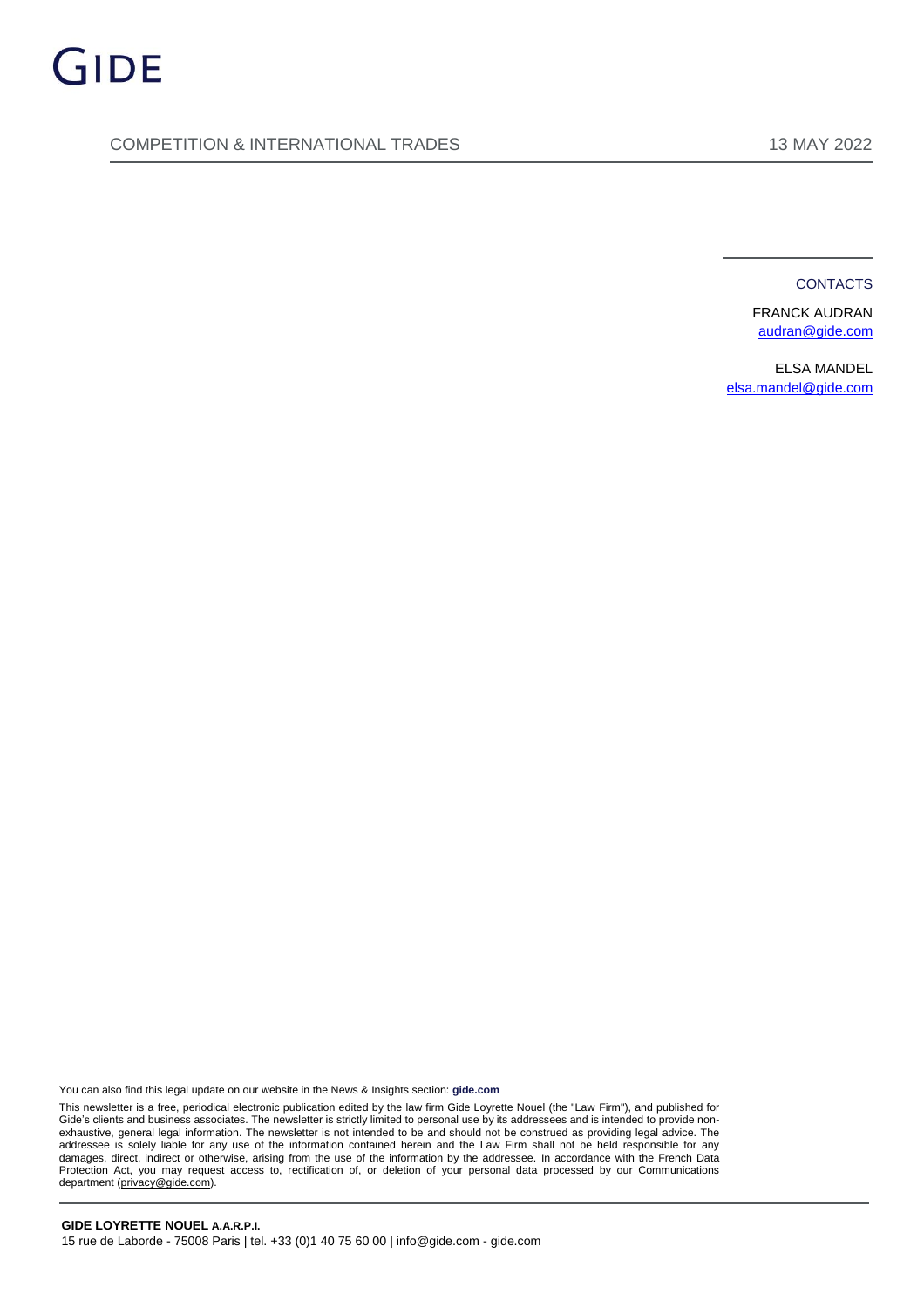CONTACTS

FRANCK AUDRAN
audran@gide.com

ELSA MANDEL
elsa.mandel@gide.com

You can also find this legal update on our website in the News & Insights section: **gide.com**

This newsletter is a free, periodical electronic publication edited by the law firm Gide Loyrette Nouel (the "Law Firm"), and published for Gide's clients and business associates. The newsletter is strictly limited to personal use by its addressees and is intended to provide non-exhaustive, general legal information. The newsletter is not intended to be and should not be construed as providing legal advice. The addressee is solely liable for any use of the information contained herein and the Law Firm shall not be held responsible for any damages, direct, indirect or otherwise, arising from the use of the information by the addressee. In accordance with the French Data Protection Act, you may request access to, rectification of, or deletion of your personal data processed by our Communications department (privacy@gide.com).

**GIDE LOYRETTE NOUEL A.A.R.P.I.**
15 rue de Laborde - 75008 Paris | tel. +33 (0)1 40 75 60 00 | info@gide.com - gide.com